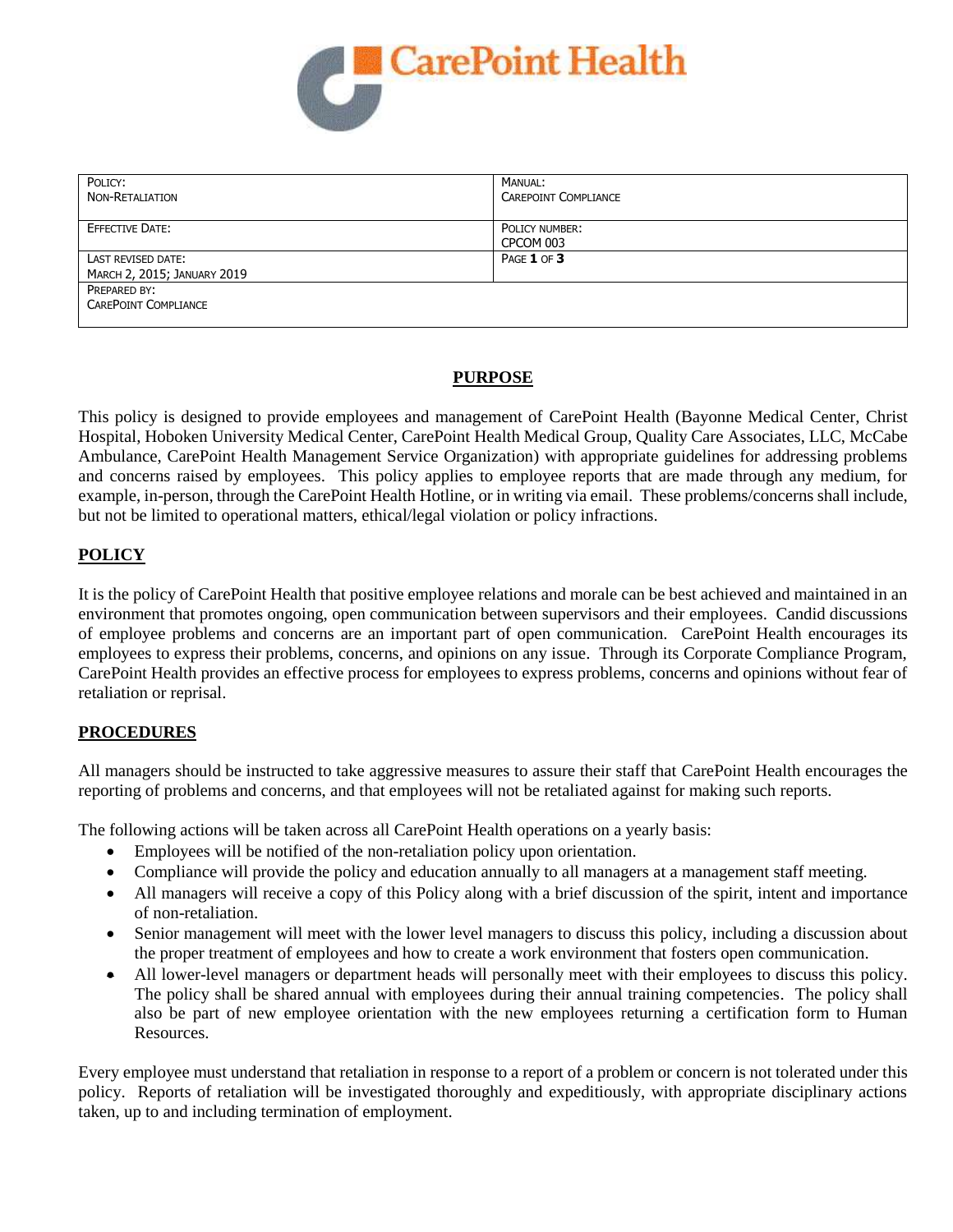CarePoint Health

| POLICY: NON-RETALIATION | MANUAL: CAREPOINT COMPLIANCE |
| --- | --- |
| EFFECTIVE DATE: | POLICY NUMBER: CPCOM 003 |
| LAST REVISED DATE: MARCH 2, 2015; JANUARY 2019 | PAGE 1 OF 3 |
| PREPARED BY: CAREPOINT COMPLIANCE | |

## PURPOSE

This policy is designed to provide employees and management of CarePoint Health (Bayonne Medical Center, Christ Hospital, Hoboken University Medical Center, CarePoint Health Medical Group, Quality Care Associates, LLC, McCabe Ambulance, CarePoint Health Management Service Organization) with appropriate guidelines for addressing problems and concerns raised by employees. This policy applies to employee reports that are made through any medium, for example, in-person, through the CarePoint Health Hotline, or in writing via email. These problems/concerns shall include, but not be limited to operational matters, ethical/legal violation or policy infractions.

## POLICY

It is the policy of CarePoint Health that positive employee relations and morale can be best achieved and maintained in an environment that promotes ongoing, open communication between supervisors and their employees. Candid discussions of employee problems and concerns are an important part of open communication. CarePoint Health encourages its employees to express their problems, concerns, and opinions on any issue. Through its Corporate Compliance Program, CarePoint Health provides an effective process for employees to express problems, concerns and opinions without fear of retaliation or reprisal.

## PROCEDURES

All managers should be instructed to take aggressive measures to assure their staff that CarePoint Health encourages the reporting of problems and concerns, and that employees will not be retaliated against for making such reports.

The following actions will be taken across all CarePoint Health operations on a yearly basis:

- Employees will be notified of the non-retaliation policy upon orientation.
- Compliance will provide the policy and education annually to all managers at a management staff meeting.
- All managers will receive a copy of this Policy along with a brief discussion of the spirit, intent and importance of non-retaliation.
- Senior management will meet with the lower level managers to discuss this policy, including a discussion about the proper treatment of employees and how to create a work environment that fosters open communication.
- All lower-level managers or department heads will personally meet with their employees to discuss this policy. The policy shall be shared annual with employees during their annual training competencies. The policy shall also be part of new employee orientation with the new employees returning a certification form to Human Resources.

Every employee must understand that retaliation in response to a report of a problem or concern is not tolerated under this policy. Reports of retaliation will be investigated thoroughly and expeditiously, with appropriate disciplinary actions taken, up to and including termination of employment.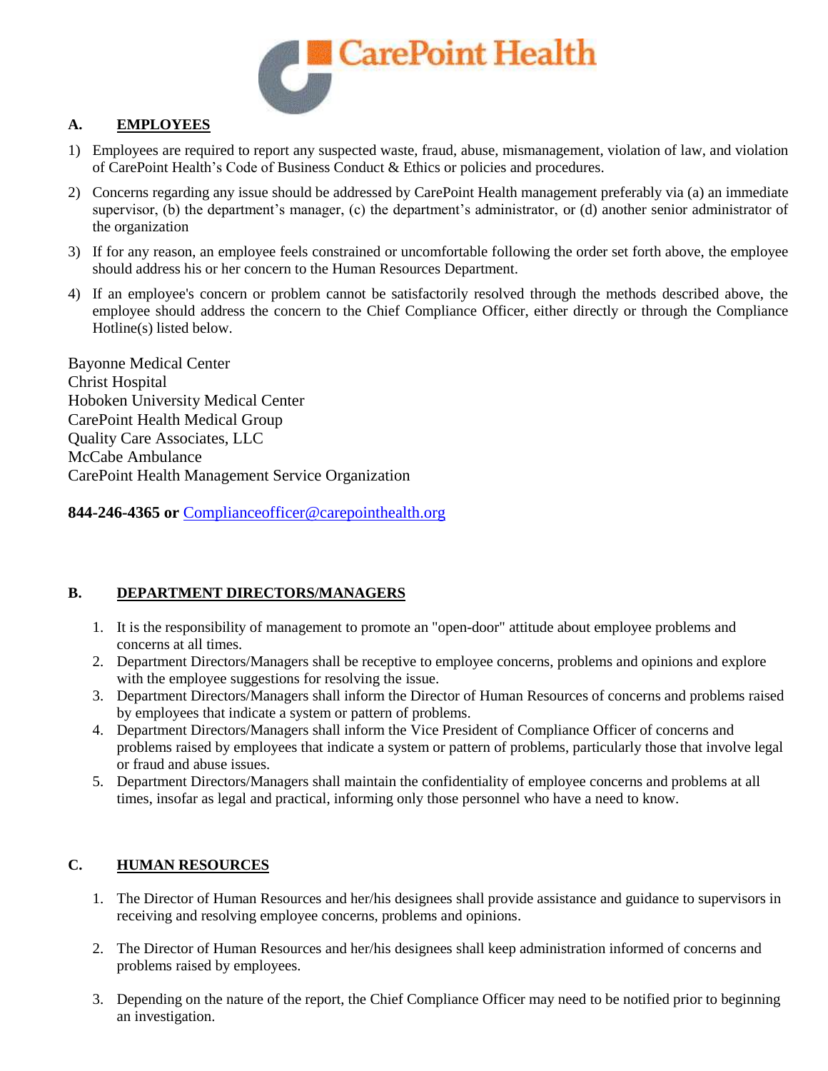## A. EMPLOYEES

1) Employees are required to report any suspected waste, fraud, abuse, mismanagement, violation of law, and violation of CarePoint Health's Code of Business Conduct & Ethics or policies and procedures.
2) Concerns regarding any issue should be addressed by CarePoint Health management preferably via (a) an immediate supervisor, (b) the department's manager, (c) the department's administrator, or (d) another senior administrator of the organization
3) If for any reason, an employee feels constrained or uncomfortable following the order set forth above, the employee should address his or her concern to the Human Resources Department.
4) If an employee's concern or problem cannot be satisfactorily resolved through the methods described above, the employee should address the concern to the Chief Compliance Officer, either directly or through the Compliance Hotline(s) listed below.

Bayonne Medical Center
Christ Hospital
Hoboken University Medical Center
CarePoint Health Medical Group
Quality Care Associates, LLC
McCabe Ambulance
CarePoint Health Management Service Organization

**844-246-4365 or** Complianceofficer@carepointhealth.org

## B. DEPARTMENT DIRECTORS/MANAGERS

1. It is the responsibility of management to promote an "open-door" attitude about employee problems and concerns at all times.
2. Department Directors/Managers shall be receptive to employee concerns, problems and opinions and explore with the employee suggestions for resolving the issue.
3. Department Directors/Managers shall inform the Director of Human Resources of concerns and problems raised by employees that indicate a system or pattern of problems.
4. Department Directors/Managers shall inform the Vice President of Compliance Officer of concerns and problems raised by employees that indicate a system or pattern of problems, particularly those that involve legal or fraud and abuse issues.
5. Department Directors/Managers shall maintain the confidentiality of employee concerns and problems at all times, insofar as legal and practical, informing only those personnel who have a need to know.

## C. HUMAN RESOURCES

1. The Director of Human Resources and her/his designees shall provide assistance and guidance to supervisors in receiving and resolving employee concerns, problems and opinions.
2. The Director of Human Resources and her/his designees shall keep administration informed of concerns and problems raised by employees.
3. Depending on the nature of the report, the Chief Compliance Officer may need to be notified prior to beginning an investigation.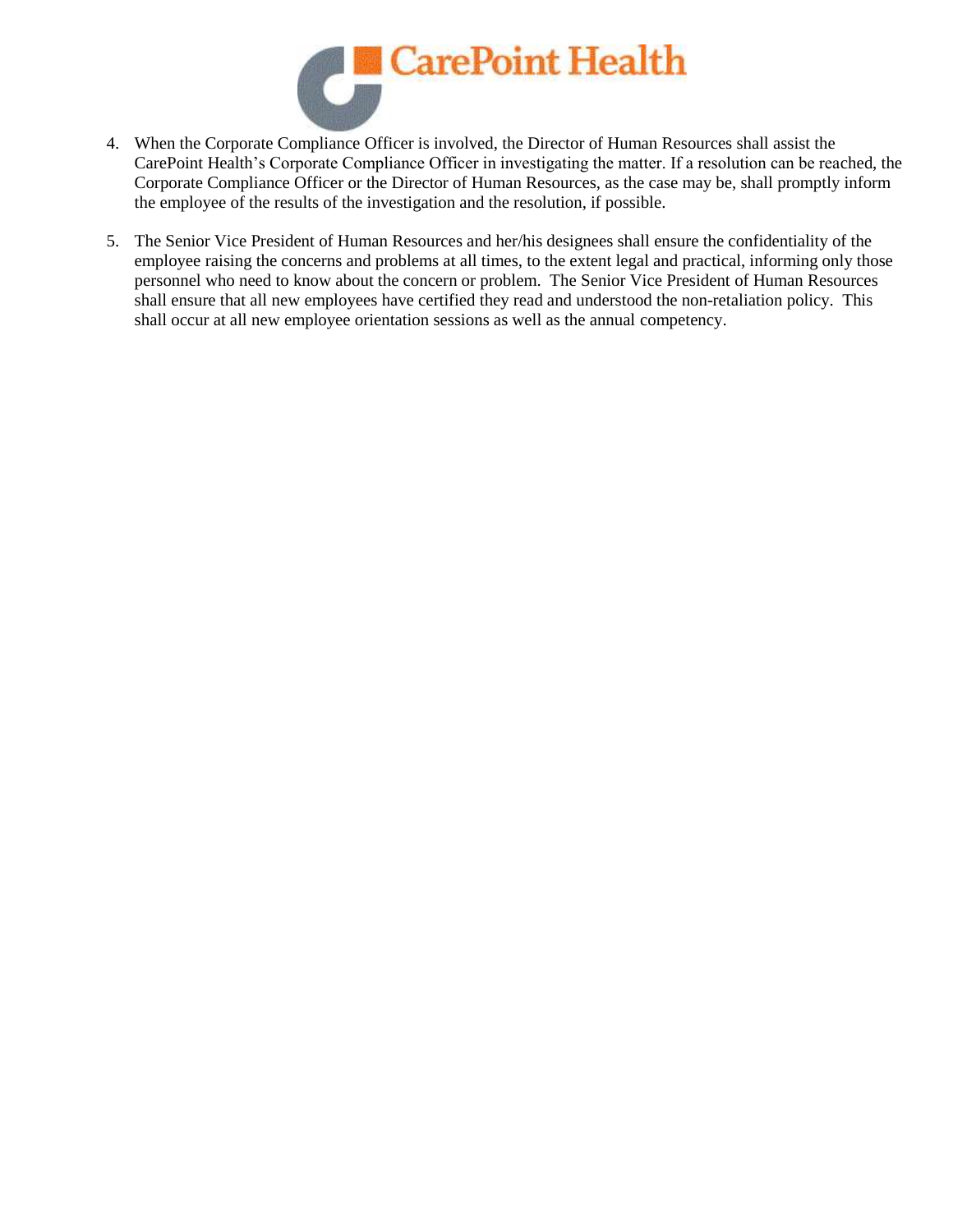4. When the Corporate Compliance Officer is involved, the Director of Human Resources shall assist the CarePoint Health's Corporate Compliance Officer in investigating the matter. If a resolution can be reached, the Corporate Compliance Officer or the Director of Human Resources, as the case may be, shall promptly inform the employee of the results of the investigation and the resolution, if possible.

5. The Senior Vice President of Human Resources and her/his designees shall ensure the confidentiality of the employee raising the concerns and problems at all times, to the extent legal and practical, informing only those personnel who need to know about the concern or problem. The Senior Vice President of Human Resources shall ensure that all new employees have certified they read and understood the non-retaliation policy. This shall occur at all new employee orientation sessions as well as the annual competency.